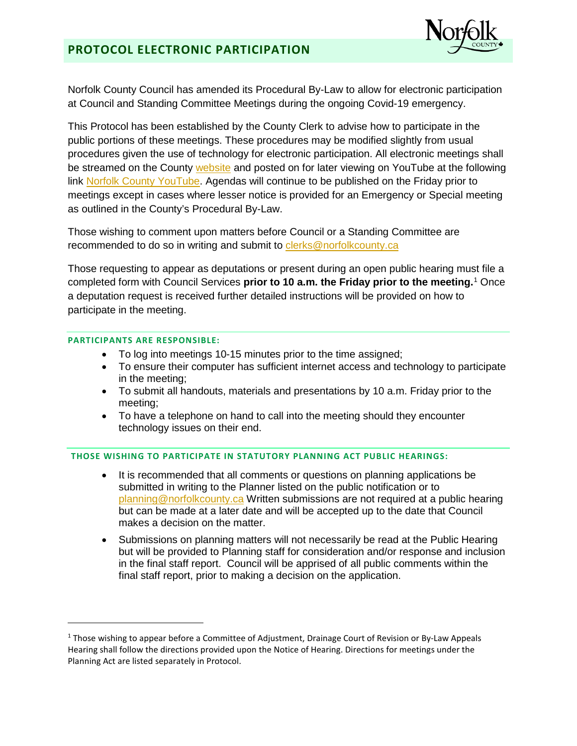# PROTOCOL ELECTRONIC PARTICIPATION

Norfolk County Council has amended its Procedural By-Law to allow for electronic participation at Council and Standing Committee Meetings during the ongoing Covid-19 emergency.

This Protocol has been established by the County Clerk to advise how to participate in the public portions of these meetings. These procedures may be modified slightly from usual procedures given the use of technology for electronic participation. All electronic meetings shall be streamed on the County website and posted on for later viewing on YouTube at the following link Norfolk County YouTube. Agendas will continue to be published on the Friday prior to meetings except in cases where lesser notice is provided for an Emergency or Special meeting as outlined in the County's Procedural By-Law.

Those wishing to comment upon matters before Council or a Standing Committee are recommended to do so in writing and submit to clerks@norfolkcounty.ca

Those requesting to appear as deputations or present during an open public hearing must file a completed form with Council Services **prior to 10 a.m. the Friday prior to the meeting.**[1] Once a deputation request is received further detailed instructions will be provided on how to participate in the meeting.

### PARTICIPANTS ARE RESPONSIBLE:

- To log into meetings 10-15 minutes prior to the time assigned;
- To ensure their computer has sufficient internet access and technology to participate in the meeting;
- To submit all handouts, materials and presentations by 10 a.m. Friday prior to the meeting;
- To have a telephone on hand to call into the meeting should they encounter technology issues on their end.

### THOSE WISHING TO PARTICIPATE IN STATUTORY PLANNING ACT PUBLIC HEARINGS:

- It is recommended that all comments or questions on planning applications be submitted in writing to the Planner listed on the public notification or to planning@norfolkcounty.ca Written submissions are not required at a public hearing but can be made at a later date and will be accepted up to the date that Council makes a decision on the matter.
- Submissions on planning matters will not necessarily be read at the Public Hearing but will be provided to Planning staff for consideration and/or response and inclusion in the final staff report. Council will be apprised of all public comments within the final staff report, prior to making a decision on the application.

---

[1] Those wishing to appear before a Committee of Adjustment, Drainage Court of Revision or By-Law Appeals Hearing shall follow the directions provided upon the Notice of Hearing. Directions for meetings under the Planning Act are listed separately in Protocol.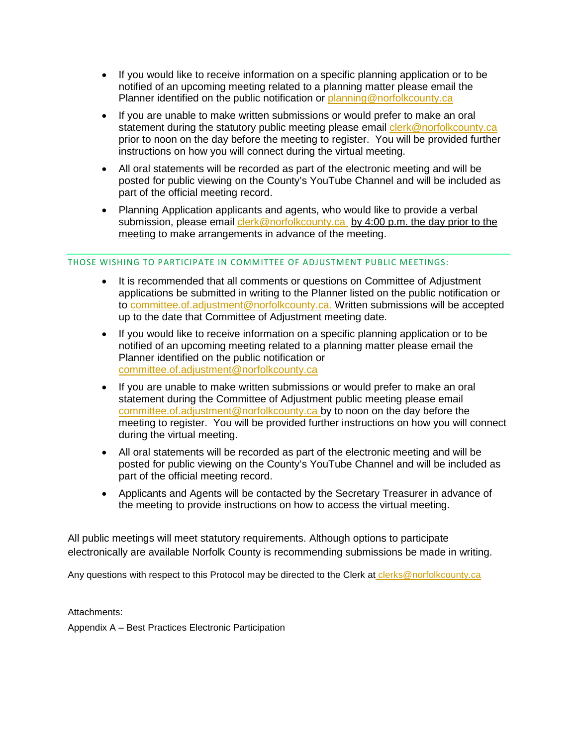- If you would like to receive information on a specific planning application or to be notified of an upcoming meeting related to a planning matter please email the Planner identified on the public notification or planning@norfolkcounty.ca
- If you are unable to make written submissions or would prefer to make an oral statement during the statutory public meeting please email clerk@norfolkcounty.ca prior to noon on the day before the meeting to register. You will be provided further instructions on how you will connect during the virtual meeting.
- All oral statements will be recorded as part of the electronic meeting and will be posted for public viewing on the County's YouTube Channel and will be included as part of the official meeting record.
- Planning Application applicants and agents, who would like to provide a verbal submission, please email clerk@norfolkcounty.ca by 4:00 p.m. the day prior to the meeting to make arrangements in advance of the meeting.

## THOSE WISHING TO PARTICIPATE IN COMMITTEE OF ADJUSTMENT PUBLIC MEETINGS:

- It is recommended that all comments or questions on Committee of Adjustment applications be submitted in writing to the Planner listed on the public notification or to committee.of.adjustment@norfolkcounty.ca. Written submissions will be accepted up to the date that Committee of Adjustment meeting date.
- If you would like to receive information on a specific planning application or to be notified of an upcoming meeting related to a planning matter please email the Planner identified on the public notification or committee.of.adjustment@norfolkcounty.ca
- If you are unable to make written submissions or would prefer to make an oral statement during the Committee of Adjustment public meeting please email committee.of.adjustment@norfolkcounty.ca by to noon on the day before the meeting to register. You will be provided further instructions on how you will connect during the virtual meeting.
- All oral statements will be recorded as part of the electronic meeting and will be posted for public viewing on the County's YouTube Channel and will be included as part of the official meeting record.
- Applicants and Agents will be contacted by the Secretary Treasurer in advance of the meeting to provide instructions on how to access the virtual meeting.

All public meetings will meet statutory requirements. Although options to participate electronically are available Norfolk County is recommending submissions be made in writing.

Any questions with respect to this Protocol may be directed to the Clerk at clerks@norfolkcounty.ca

Attachments:

Appendix A – Best Practices Electronic Participation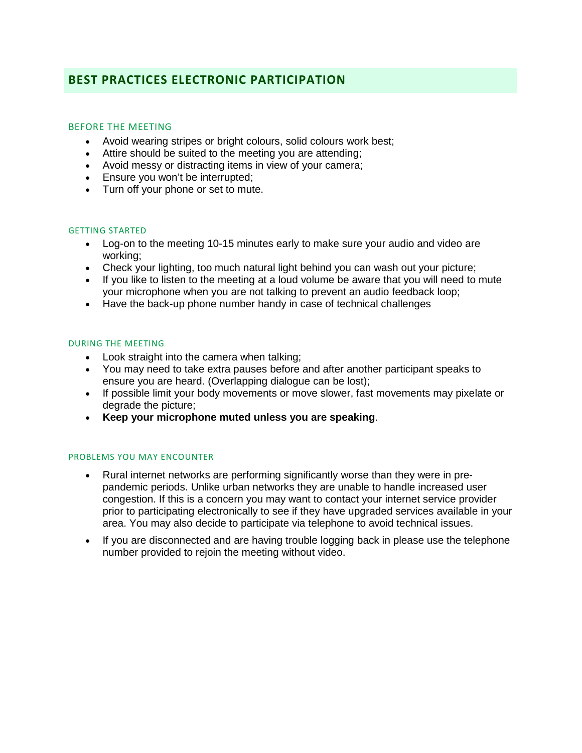# BEST PRACTICES ELECTRONIC PARTICIPATION

## BEFORE THE MEETING

- Avoid wearing stripes or bright colours, solid colours work best;
- Attire should be suited to the meeting you are attending;
- Avoid messy or distracting items in view of your camera;
- Ensure you won't be interrupted;
- Turn off your phone or set to mute.

## GETTING STARTED

- Log-on to the meeting 10-15 minutes early to make sure your audio and video are working;
- Check your lighting, too much natural light behind you can wash out your picture;
- If you like to listen to the meeting at a loud volume be aware that you will need to mute your microphone when you are not talking to prevent an audio feedback loop;
- Have the back-up phone number handy in case of technical challenges

## DURING THE MEETING

- Look straight into the camera when talking;
- You may need to take extra pauses before and after another participant speaks to ensure you are heard. (Overlapping dialogue can be lost);
- If possible limit your body movements or move slower, fast movements may pixelate or degrade the picture;
- **Keep your microphone muted unless you are speaking**.

## PROBLEMS YOU MAY ENCOUNTER

- Rural internet networks are performing significantly worse than they were in pre-pandemic periods. Unlike urban networks they are unable to handle increased user congestion. If this is a concern you may want to contact your internet service provider prior to participating electronically to see if they have upgraded services available in your area. You may also decide to participate via telephone to avoid technical issues.
- If you are disconnected and are having trouble logging back in please use the telephone number provided to rejoin the meeting without video.